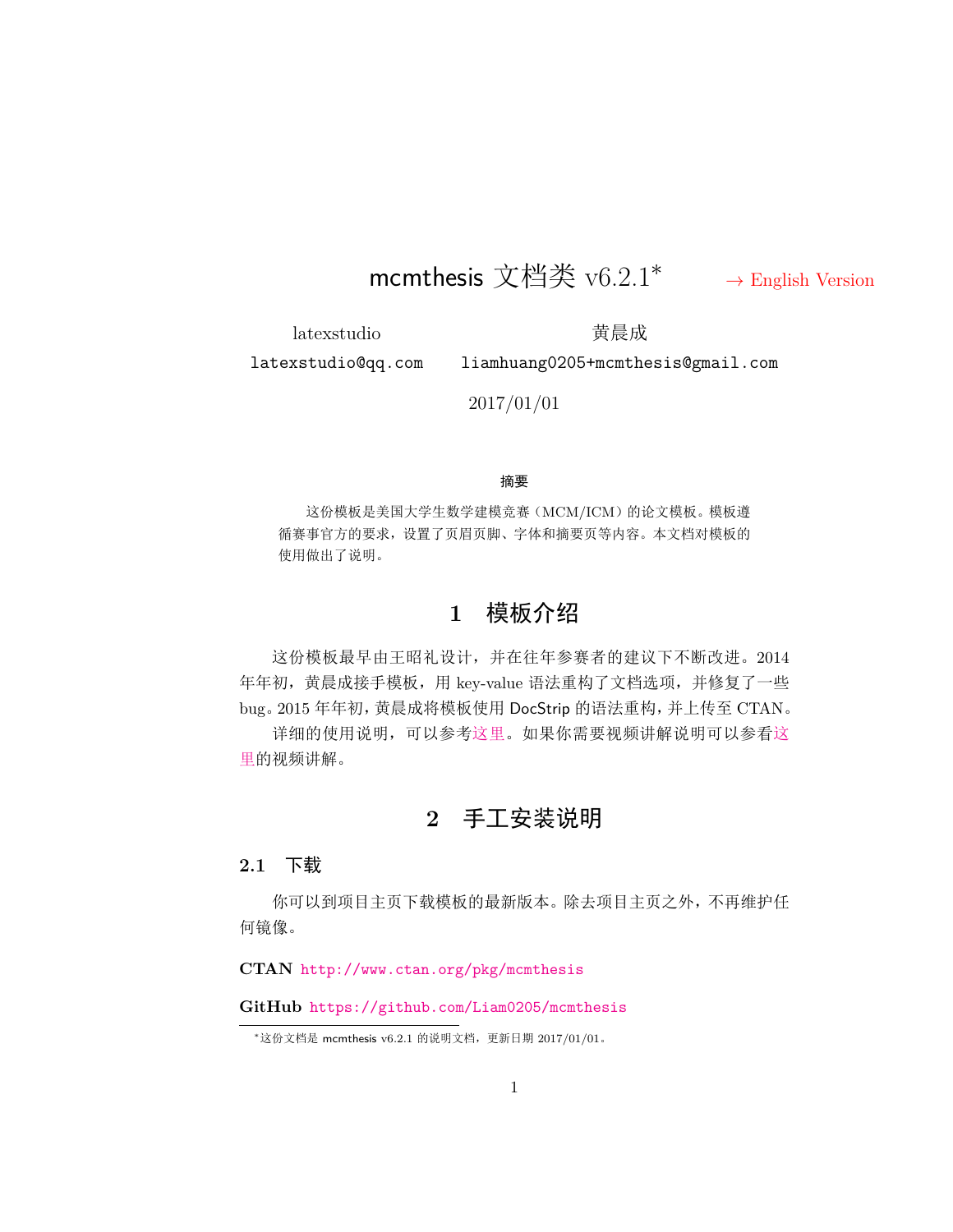# mcmthesis 文档类 v6.2.1*

→ English Version

latexstudio
latexstudio@qq.com

黄晨成
liamhuang0205+mcmthesis@gmail.com

2017/01/01

**摘要**

这份模板是美国大学生数学建模竞赛（MCM/ICM）的论文模板。模板遵循赛事官方的要求，设置了页眉页脚、字体和摘要页等内容。本文档对模板的使用做出了说明。

# 1 模板介绍

这份模板最早由王昭礼设计，并在往年参赛者的建议下不断改进。2014 年年初，黄晨成接手模板，用 key-value 语法重构了文档选项，并修复了一些 bug。2015 年年初，黄晨成将模板使用 DocStrip 的语法重构，并上传至 CTAN。

详细的使用说明，可以参考这里。如果你需要视频讲解说明可以参看这里的视频讲解。

# 2 手工安装说明

## 2.1 下载

你可以到项目主页下载模板的最新版本。除去项目主页之外，不再维护任何镜像。

**CTAN** http://www.ctan.org/pkg/mcmthesis

**GitHub** https://github.com/Liam0205/mcmthesis

*这份文档是 mcmthesis v6.2.1 的说明文档，更新日期 2017/01/01。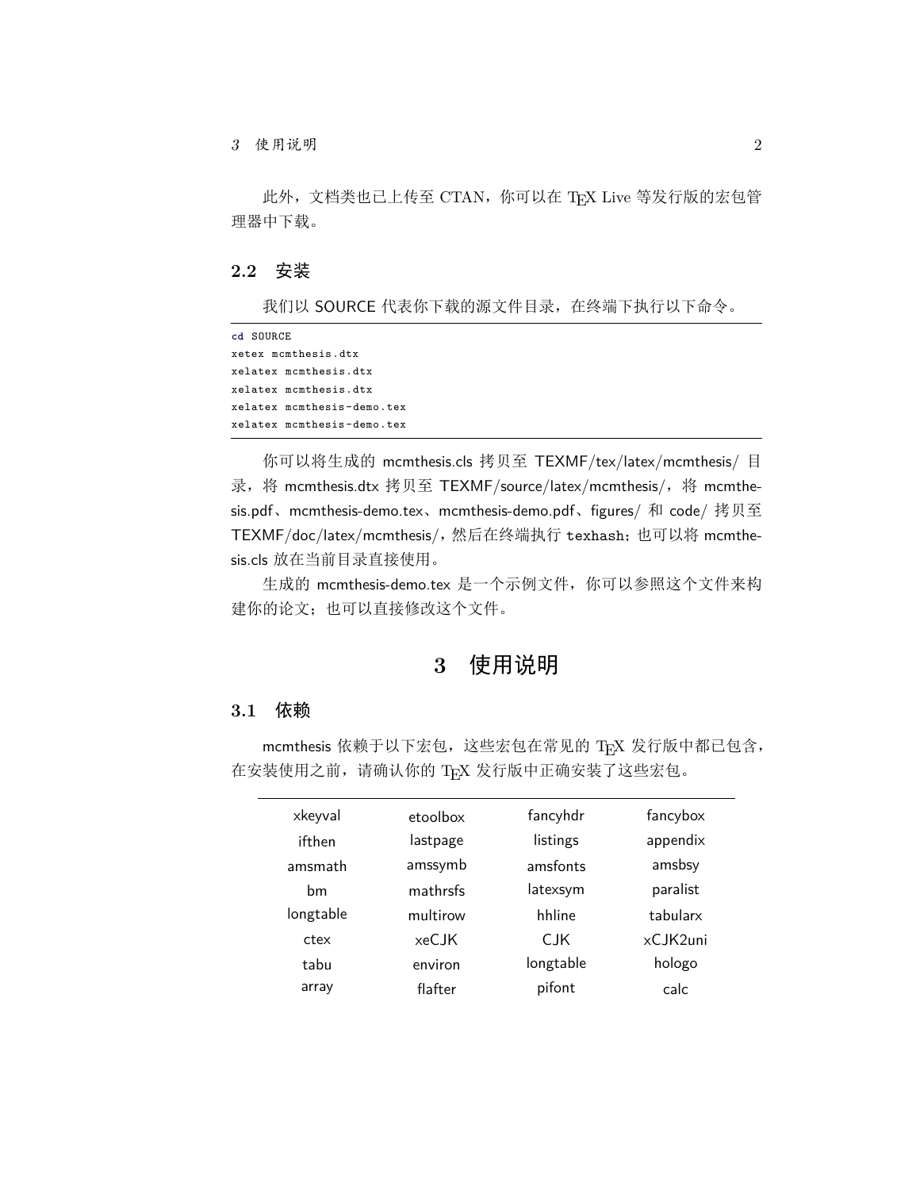此外，文档类也已上传至 CTAN，你可以在 TEX Live 等发行版的宏包管理器中下载。

### 2.2 安装

我们以 SOURCE 代表你下载的源文件目录，在终端下执行以下命令。

```
cd SOURCE
xetex mcmthesis.dtx
xelatex mcmthesis.dtx
xelatex mcmthesis.dtx
xelatex mcmthesis-demo.tex
xelatex mcmthesis-demo.tex
```

你可以将生成的 mcmthesis.cls 拷贝至 TEXMF/tex/latex/mcmthesis/ 目录，将 mcmthesis.dtx 拷贝至 TEXMF/source/latex/mcmthesis/，将 mcmthesis.pdf、mcmthesis-demo.tex、mcmthesis-demo.pdf、figures/ 和 code/ 拷贝至 TEXMF/doc/latex/mcmthesis/，然后在终端执行 `texhash`；也可以将 mcmthesis.cls 放在当前目录直接使用。

生成的 mcmthesis-demo.tex 是一个示例文件，你可以参照这个文件来构建你的论文；也可以直接修改这个文件。

## 3 使用说明

### 3.1 依赖

mcmthesis 依赖于以下宏包，这些宏包在常见的 TEX 发行版中都已包含，在安装使用之前，请确认你的 TEX 发行版中正确安装了这些宏包。

| | | | |
|---|---|---|---|
| xkeyval | etoolbox | fancyhdr | fancybox |
| ifthen | lastpage | listings | appendix |
| amsmath | amssymb | amsfonts | amsbsy |
| bm | mathrsfs | latexsym | paralist |
| longtable | multirow | hhline | tabularx |
| ctex | xeCJK | CJK | xCJK2uni |
| tabu | environ | longtable | hologo |
| array | flafter | pifont | calc |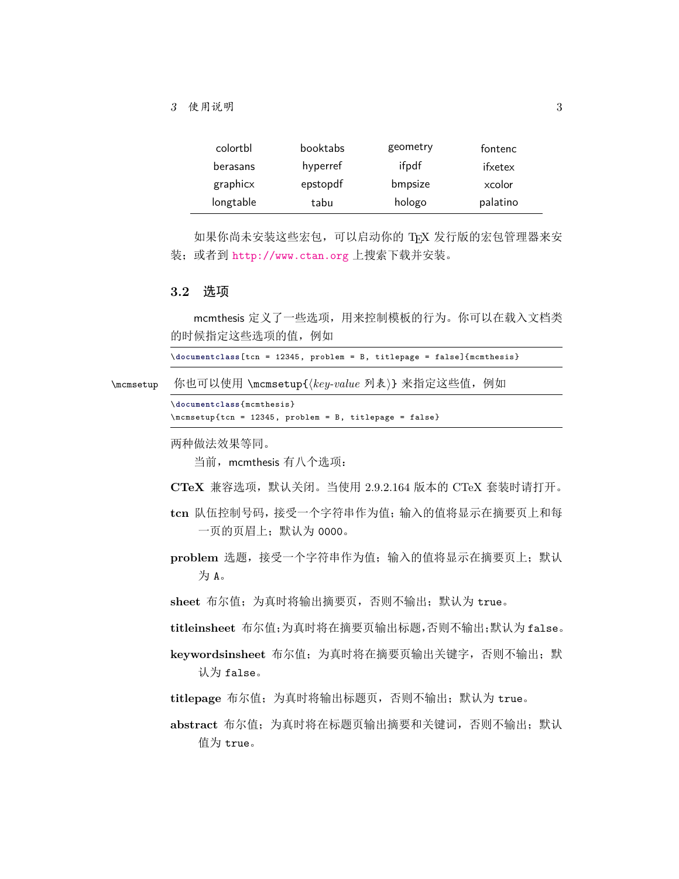| colortbl | booktabs | geometry | fontenc |
| --- | --- | --- | --- |
| berasans | hyperref | ifpdf | ifxetex |
| graphicx | epstopdf | bmpsize | xcolor |
| longtable | tabu | hologo | palatino |

如果你尚未安装这些宏包，可以启动你的 TEX 发行版的宏包管理器来安装；或者到 http://www.ctan.org 上搜索下载并安装。

### 3.2 选项

mcmthesis 定义了一些选项，用来控制模板的行为。你可以在载入文档类的时候指定这些选项的值，例如

```
\documentclass[tcn = 12345, problem = B, titlepage = false]{mcmthesis}
```

\mcmsetup 你也可以使用 \mcmsetup{⟨*key-value* 列表⟩} 来指定这些值，例如

```
\documentclass{mcmthesis}
\mcmsetup{tcn = 12345, problem = B, titlepage = false}
```

两种做法效果等同。

当前，mcmthesis 有八个选项：

**CTeX** 兼容选项，默认关闭。当使用 2.9.2.164 版本的 CTeX 套装时请打开。

**tcn** 队伍控制号码，接受一个字符串作为值；输入的值将显示在摘要页上和每一页的页眉上；默认为 `0000`。

**problem** 选题，接受一个字符串作为值；输入的值将显示在摘要页上；默认为 `A`。

**sheet** 布尔值；为真时将输出摘要页，否则不输出；默认为 `true`。

**titleinsheet** 布尔值;为真时将在摘要页输出标题,否则不输出;默认为 `false`。

**keywordsinsheet** 布尔值；为真时将在摘要页输出关键字，否则不输出；默认为 `false`。

**titlepage** 布尔值；为真时将输出标题页，否则不输出；默认为 `true`。

**abstract** 布尔值；为真时将在标题页输出摘要和关键词，否则不输出；默认值为 `true`。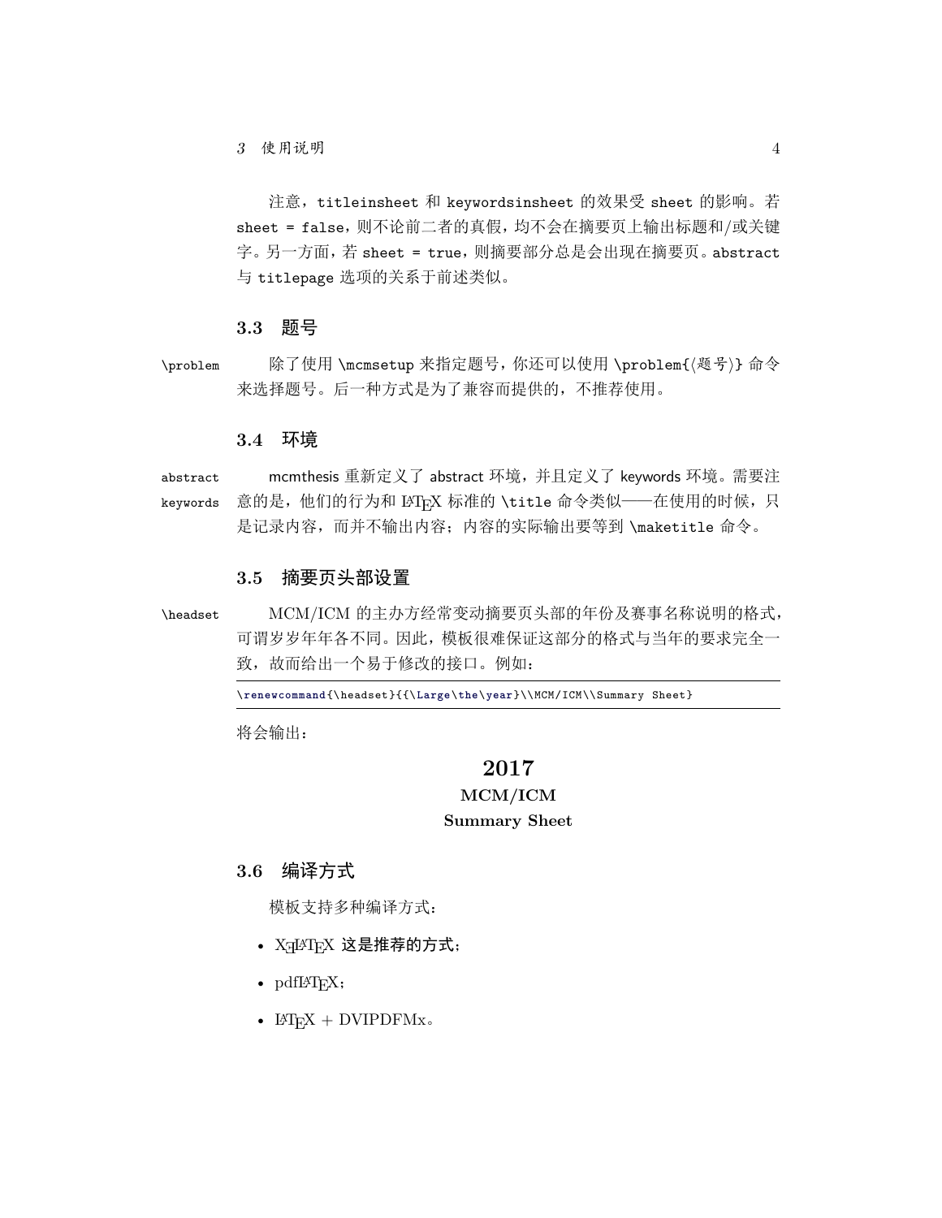注意，titleinsheet 和 keywordsinsheet 的效果受 sheet 的影响。若 sheet = false，则不论前二者的真假，均不会在摘要页上输出标题和/或关键字。另一方面，若 sheet = true，则摘要部分总是会出现在摘要页。abstract 与 titlepage 选项的关系于前述类似。

### 3.3 题号

\problem 除了使用 \mcmsetup 来指定题号，你还可以使用 \problem{⟨题号⟩} 命令来选择题号。后一种方式是为了兼容而提供的，不推荐使用。

### 3.4 环境

abstract keywords mcmthesis 重新定义了 abstract 环境，并且定义了 keywords 环境。需要注意的是，他们的行为和 LaTeX 标准的 \title 命令类似——在使用的时候，只是记录内容，而并不输出内容；内容的实际输出要等到 \maketitle 命令。

### 3.5 摘要页头部设置

\headset MCM/ICM 的主办方经常变动摘要页头部的年份及赛事名称说明的格式，可谓岁岁年年各不同。因此，模板很难保证这部分的格式与当年的要求完全一致，故而给出一个易于修改的接口。例如：

```
\renewcommand{\headset}{{\Large\the\year}\\MCM/ICM\\Summary Sheet}
```

将会输出：

**2017**

**MCM/ICM**

**Summary Sheet**

### 3.6 编译方式

模板支持多种编译方式：

- XeLaTeX **这是推荐的方式**；
- pdfLaTeX；
- LaTeX + DVIPDFMx。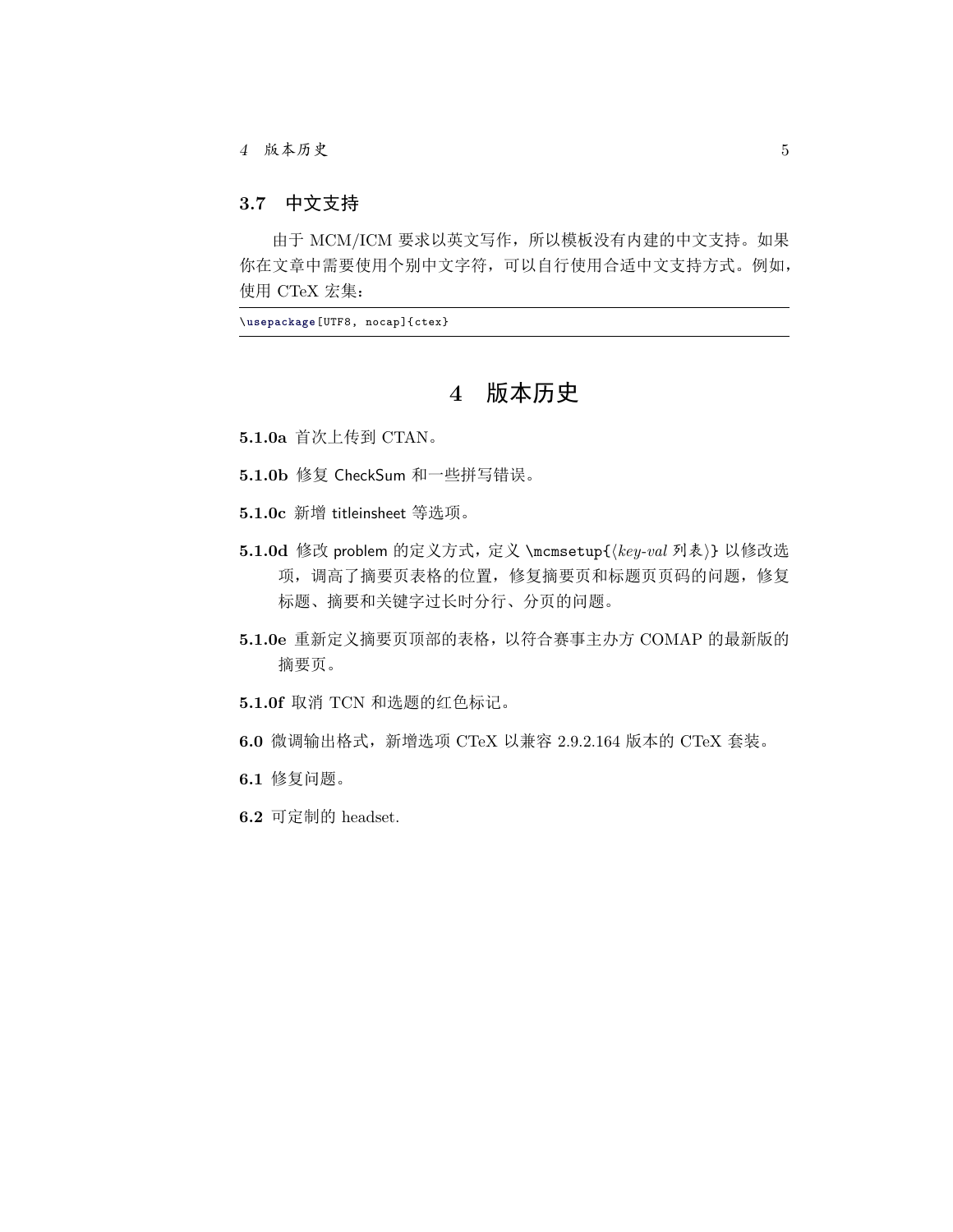### 3.7 中文支持

由于 MCM/ICM 要求以英文写作，所以模板没有内建的中文支持。如果你在文章中需要使用个别中文字符，可以自行使用合适中文支持方式。例如，使用 CTeX 宏集：

```
\usepackage[UTF8, nocap]{ctex}
```

## 4 版本历史

**5.1.0a** 首次上传到 CTAN。

**5.1.0b** 修复 CheckSum 和一些拼写错误。

**5.1.0c** 新增 titleinsheet 等选项。

**5.1.0d** 修改 problem 的定义方式，定义 \mcmsetup{⟨*key-val* 列表⟩} 以修改选项，调高了摘要页表格的位置，修复摘要页和标题页页码的问题，修复标题、摘要和关键字过长时分行、分页的问题。

**5.1.0e** 重新定义摘要页顶部的表格，以符合赛事主办方 COMAP 的最新版的摘要页。

**5.1.0f** 取消 TCN 和选题的红色标记。

**6.0** 微调输出格式，新增选项 CTeX 以兼容 2.9.2.164 版本的 CTeX 套装。

**6.1** 修复问题。

**6.2** 可定制的 headset.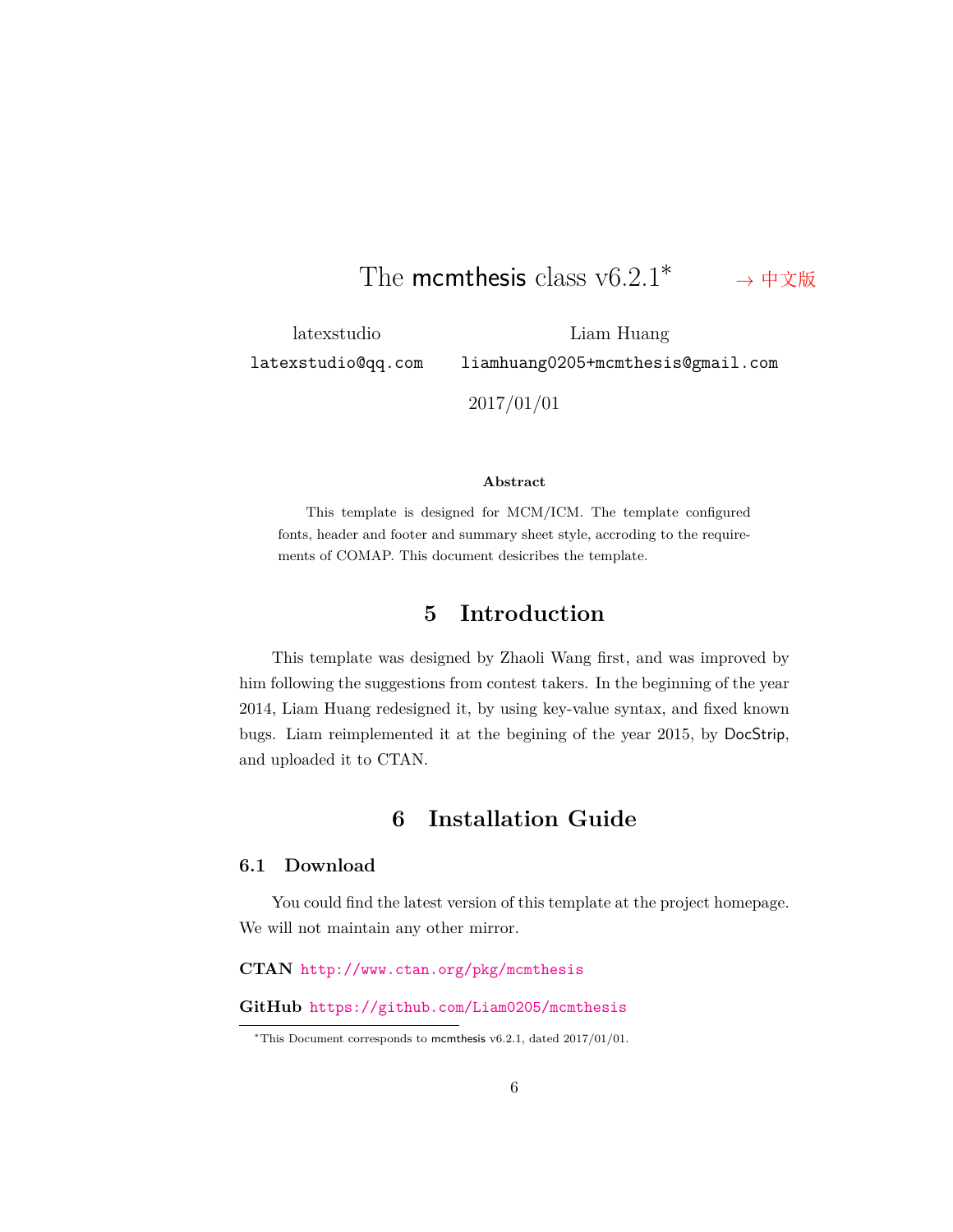# The mcmthesis class v6.2.1* → 中文版

latexstudio
latexstudio@qq.com

Liam Huang
liamhuang0205+mcmthesis@gmail.com

2017/01/01

**Abstract**

This template is designed for MCM/ICM. The template configured fonts, header and footer and summary sheet style, accroding to the requirements of COMAP. This document desicribes the template.

## 5 Introduction

This template was designed by Zhaoli Wang first, and was improved by him following the suggestions from contest takers. In the beginning of the year 2014, Liam Huang redesigned it, by using key-value syntax, and fixed known bugs. Liam reimplemented it at the begining of the year 2015, by DocStrip, and uploaded it to CTAN.

## 6 Installation Guide

### 6.1 Download

You could find the latest version of this template at the project homepage. We will not maintain any other mirror.

**CTAN** http://www.ctan.org/pkg/mcmthesis

**GitHub** https://github.com/Liam0205/mcmthesis

*This Document corresponds to mcmthesis v6.2.1, dated 2017/01/01.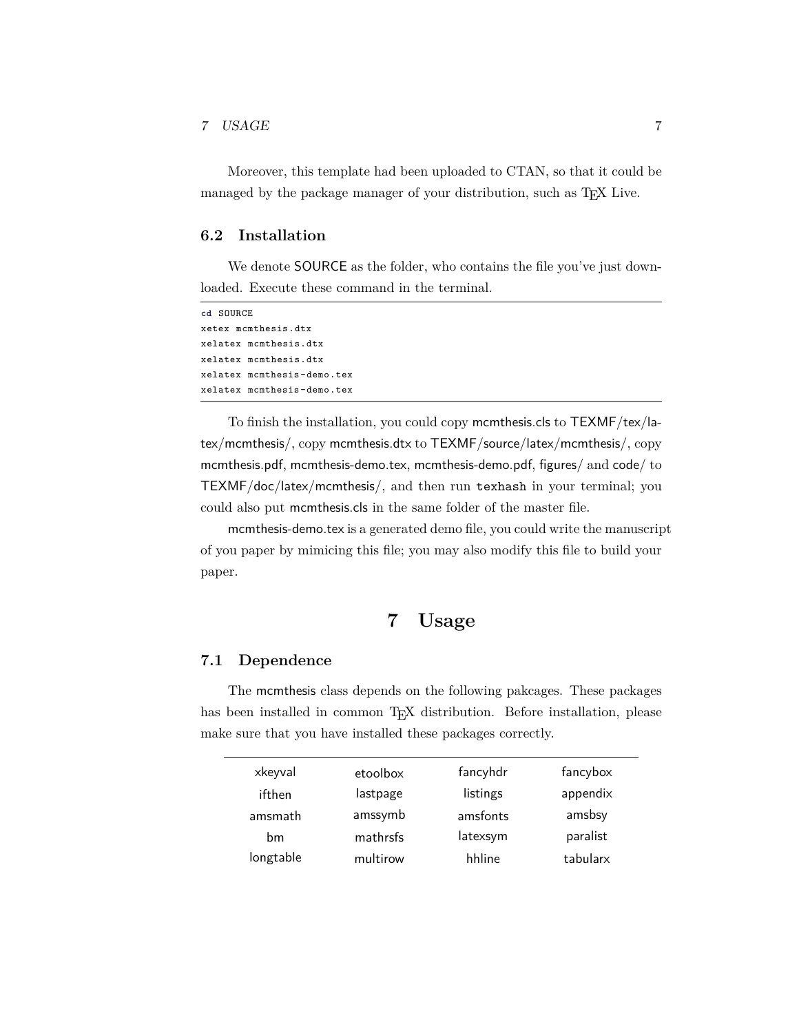Moreover, this template had been uploaded to CTAN, so that it could be managed by the package manager of your distribution, such as TEX Live.

### 6.2 Installation

We denote SOURCE as the folder, who contains the file you've just downloaded. Execute these command in the terminal.

```
cd SOURCE
xetex mcmthesis.dtx
xelatex mcmthesis.dtx
xelatex mcmthesis.dtx
xelatex mcmthesis-demo.tex
xelatex mcmthesis-demo.tex
```

To finish the installation, you could copy mcmthesis.cls to TEXMF/tex/latex/mcmthesis/, copy mcmthesis.dtx to TEXMF/source/latex/mcmthesis/, copy mcmthesis.pdf, mcmthesis-demo.tex, mcmthesis-demo.pdf, figures/ and code/ to TEXMF/doc/latex/mcmthesis/, and then run `texhash` in your terminal; you could also put mcmthesis.cls in the same folder of the master file.

mcmthesis-demo.tex is a generated demo file, you could write the manuscript of you paper by mimicing this file; you may also modify this file to build your paper.

## 7 Usage

### 7.1 Dependence

The mcmthesis class depends on the following pakcages. These packages has been installed in common TEX distribution. Before installation, please make sure that you have installed these packages correctly.

| | | | |
|---|---|---|---|
| xkeyval | etoolbox | fancyhdr | fancybox |
| ifthen | lastpage | listings | appendix |
| amsmath | amssymb | amsfonts | amsbsy |
| bm | mathrsfs | latexsym | paralist |
| longtable | multirow | hhline | tabularx |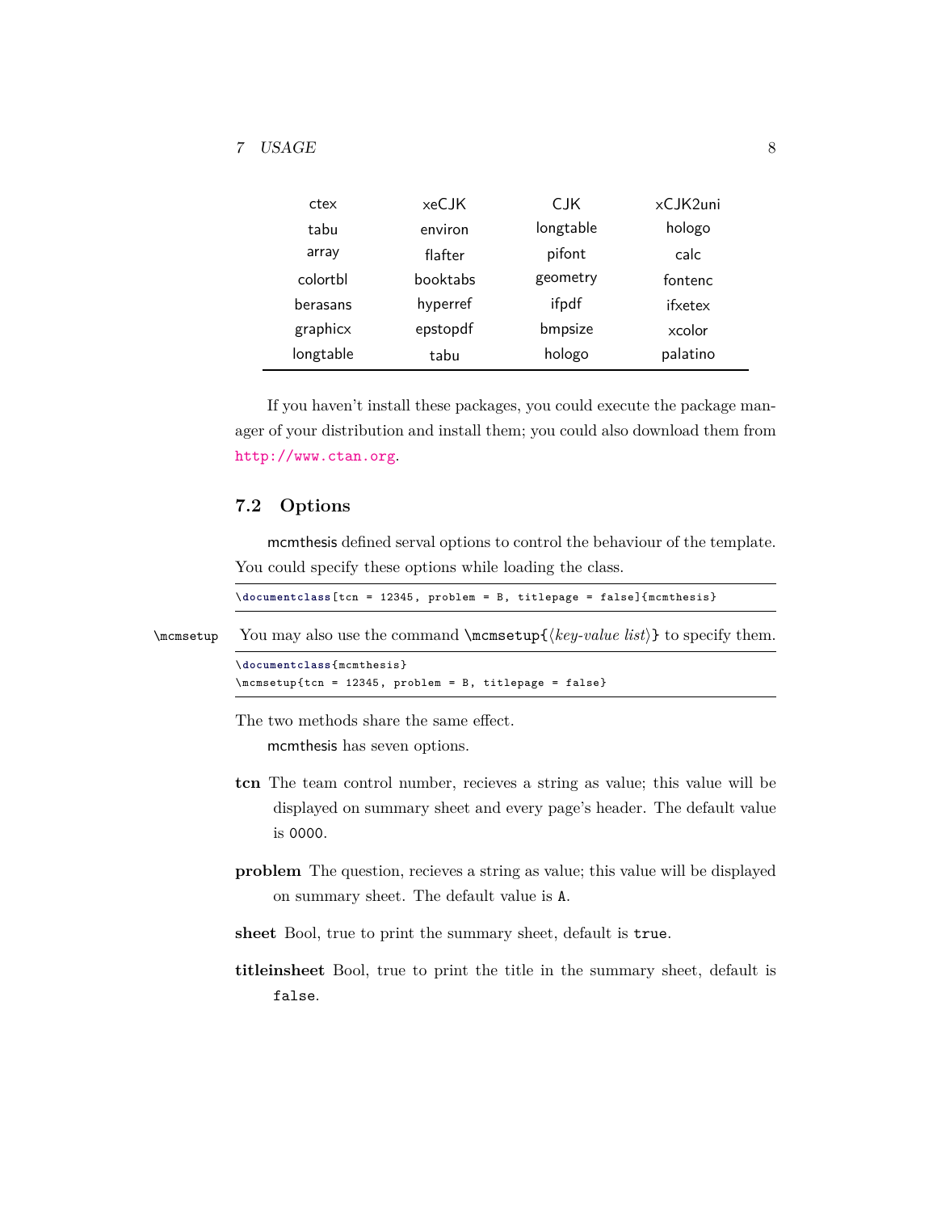| ctex | xeCJK | CJK | xCJK2uni |
|---|---|---|---|
| tabu | environ | longtable | hologo |
| array | flafter | pifont | calc |
| colortbl | booktabs | geometry | fontenc |
| berasans | hyperref | ifpdf | ifxetex |
| graphicx | epstopdf | bmpsize | xcolor |
| longtable | tabu | hologo | palatino |

If you haven't install these packages, you could execute the package manager of your distribution and install them; you could also download them from http://www.ctan.org.

## 7.2 Options

mcmthesis defined serval options to control the behaviour of the template. You could specify these options while loading the class.

```
\documentclass[tcn = 12345, problem = B, titlepage = false]{mcmthesis}
```

\mcmsetup You may also use the command `\mcmsetup{⟨key-value list⟩}` to specify them.

```
\documentclass{mcmthesis}
\mcmsetup{tcn = 12345, problem = B, titlepage = false}
```

The two methods share the same effect.

mcmthesis has seven options.

**tcn** The team control number, recieves a string as value; this value will be displayed on summary sheet and every page's header. The default value is `0000`.

**problem** The question, recieves a string as value; this value will be displayed on summary sheet. The default value is `A`.

**sheet** Bool, true to print the summary sheet, default is `true`.

**titleinsheet** Bool, true to print the title in the summary sheet, default is `false`.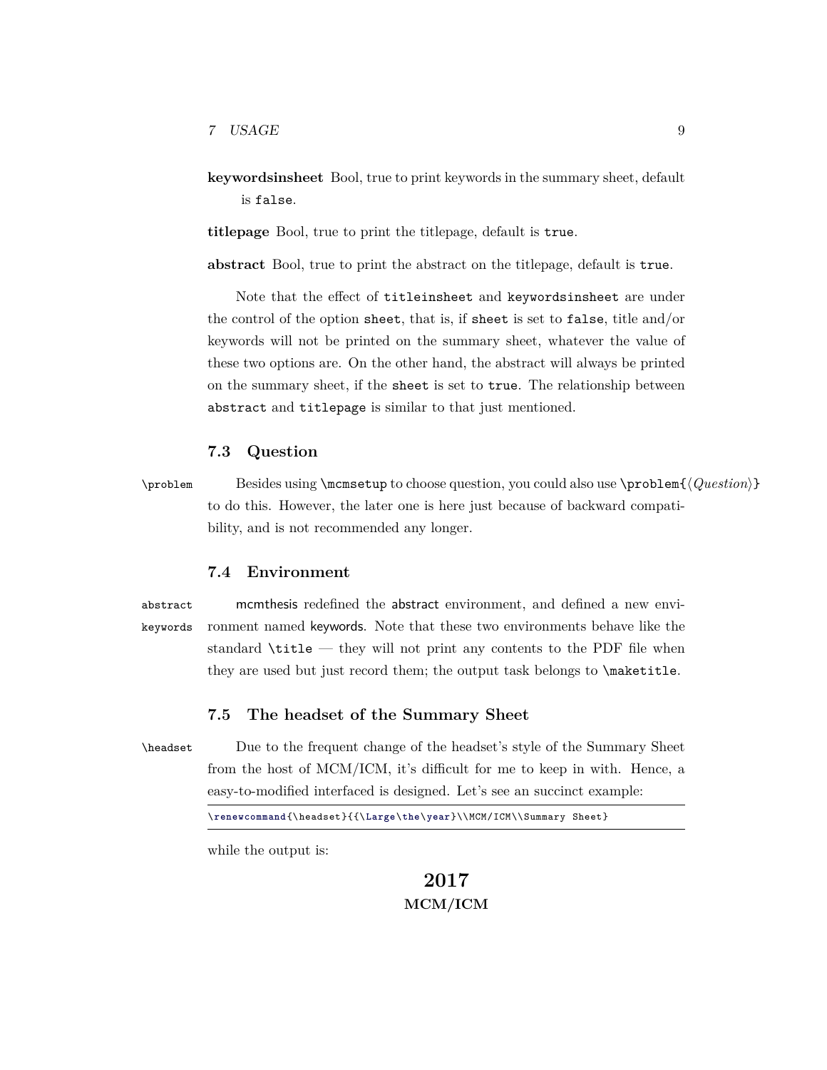**keywordsinsheet** Bool, true to print keywords in the summary sheet, default is `false`.

**titlepage** Bool, true to print the titlepage, default is `true`.

**abstract** Bool, true to print the abstract on the titlepage, default is `true`.

Note that the effect of `titleinsheet` and `keywordsinsheet` are under the control of the option `sheet`, that is, if `sheet` is set to `false`, title and/or keywords will not be printed on the summary sheet, whatever the value of these two options are. On the other hand, the abstract will always be printed on the summary sheet, if the `sheet` is set to `true`. The relationship between `abstract` and `titlepage` is similar to that just mentioned.

### 7.3 Question

`\problem` Besides using `\mcmsetup` to choose question, you could also use `\problem{⟨Question⟩}` to do this. However, the later one is here just because of backward compatibility, and is not recommended any longer.

### 7.4 Environment

`abstract` `keywords` mcmthesis redefined the abstract environment, and defined a new environment named keywords. Note that these two environments behave like the standard `\title` — they will not print any contents to the PDF file when they are used but just record them; the output task belongs to `\maketitle`.

### 7.5 The headset of the Summary Sheet

`\headset` Due to the frequent change of the headset's style of the Summary Sheet from the host of MCM/ICM, it's difficult for me to keep in with. Hence, a easy-to-modified interfaced is designed. Let's see an succinct example:

```
\renewcommand{\headset}{{\Large\the\year}\\MCM/ICM\\Summary Sheet}
```

while the output is:

**2017**
**MCM/ICM**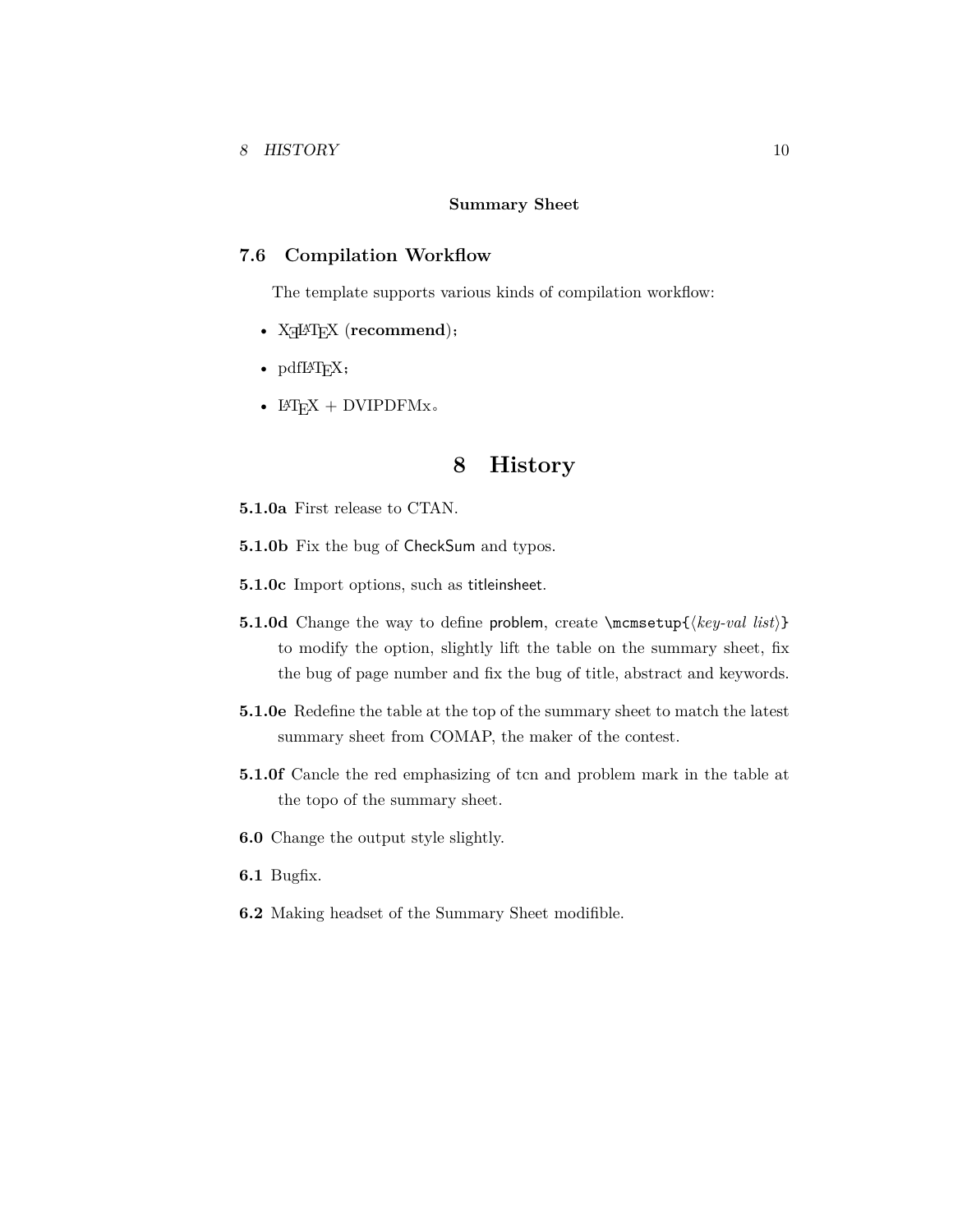**Summary Sheet**

### 7.6 Compilation Workflow

The template supports various kinds of compilation workflow:

- XƎLaTeX (**recommend**);
- pdfLaTeX;
- LaTeX + DVIPDFMx。

## 8 History

**5.1.0a** First release to CTAN.

**5.1.0b** Fix the bug of CheckSum and typos.

**5.1.0c** Import options, such as titleinsheet.

**5.1.0d** Change the way to define problem, create `\mcmsetup{⟨key-val list⟩}` to modify the option, slightly lift the table on the summary sheet, fix the bug of page number and fix the bug of title, abstract and keywords.

**5.1.0e** Redefine the table at the top of the summary sheet to match the latest summary sheet from COMAP, the maker of the contest.

**5.1.0f** Cancle the red emphasizing of tcn and problem mark in the table at the topo of the summary sheet.

**6.0** Change the output style slightly.

**6.1** Bugfix.

**6.2** Making headset of the Summary Sheet modifible.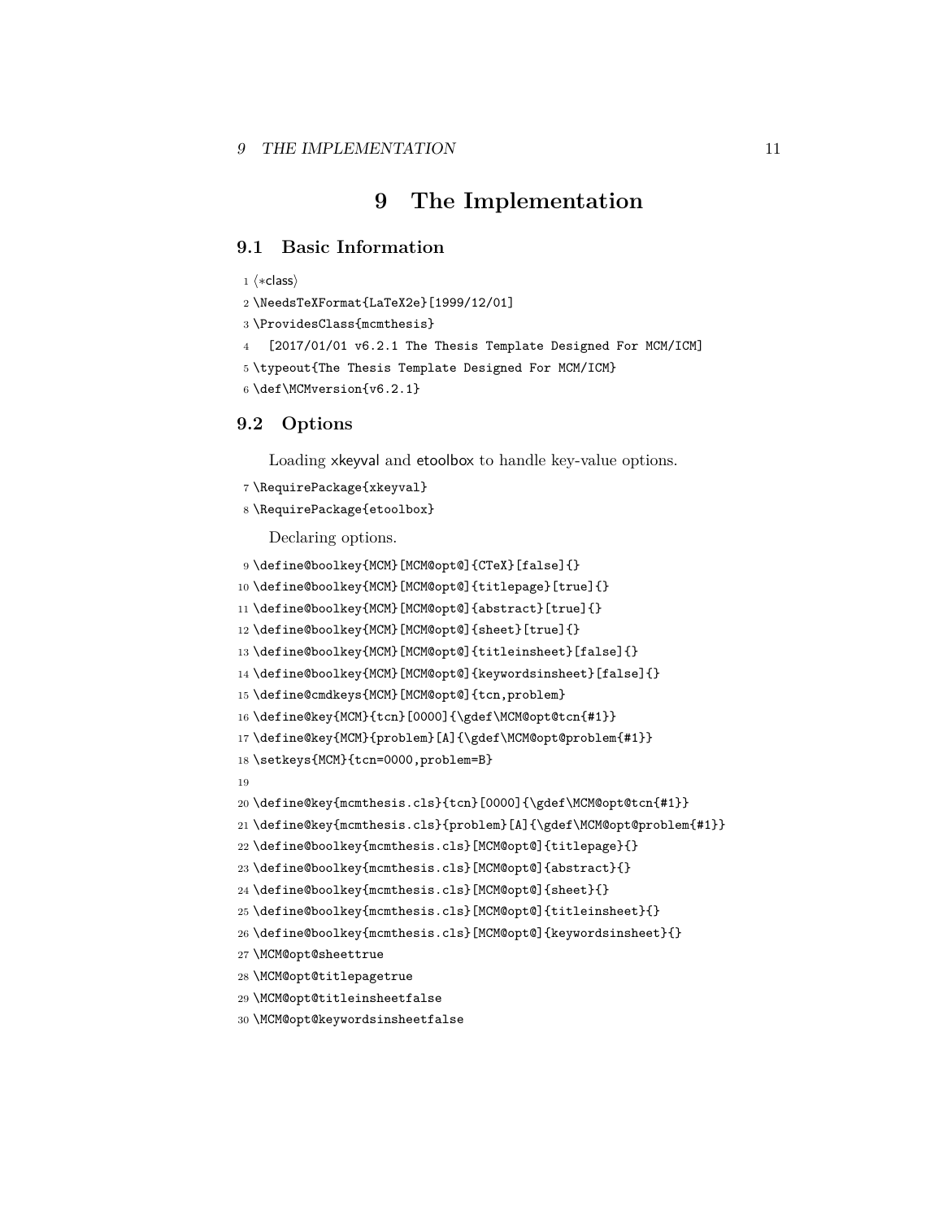# 9 The Implementation

## 9.1 Basic Information

```
1 <*class>
2 \NeedsTeXFormat{LaTeX2e}[1999/12/01]
3 \ProvidesClass{mcmthesis}
4   [2017/01/01 v6.2.1 The Thesis Template Designed For MCM/ICM]
5 \typeout{The Thesis Template Designed For MCM/ICM}
6 \def\MCMversion{v6.2.1}
```

## 9.2 Options

Loading xkeyval and etoolbox to handle key-value options.

```
7 \RequirePackage{xkeyval}
8 \RequirePackage{etoolbox}
```

Declaring options.

```
9 \define@boolkey{MCM}[MCM@opt@]{CTeX}[false]{}
10 \define@boolkey{MCM}[MCM@opt@]{titlepage}[true]{}
11 \define@boolkey{MCM}[MCM@opt@]{abstract}[true]{}
12 \define@boolkey{MCM}[MCM@opt@]{sheet}[true]{}
13 \define@boolkey{MCM}[MCM@opt@]{titleinsheet}[false]{}
14 \define@boolkey{MCM}[MCM@opt@]{keywordsinsheet}[false]{}
15 \define@cmdkeys{MCM}[MCM@opt@]{tcn,problem}
16 \define@key{MCM}{tcn}[0000]{\gdef\MCM@opt@tcn{#1}}
17 \define@key{MCM}{problem}[A]{\gdef\MCM@opt@problem{#1}}
18 \setkeys{MCM}{tcn=0000,problem=B}
19
20 \define@key{mcmthesis.cls}{tcn}[0000]{\gdef\MCM@opt@tcn{#1}}
21 \define@key{mcmthesis.cls}{problem}[A]{\gdef\MCM@opt@problem{#1}}
22 \define@boolkey{mcmthesis.cls}[MCM@opt@]{titlepage}{}
23 \define@boolkey{mcmthesis.cls}[MCM@opt@]{abstract}{}
24 \define@boolkey{mcmthesis.cls}[MCM@opt@]{sheet}{}
25 \define@boolkey{mcmthesis.cls}[MCM@opt@]{titleinsheet}{}
26 \define@boolkey{mcmthesis.cls}[MCM@opt@]{keywordsinsheet}{}
27 \MCM@opt@sheettrue
28 \MCM@opt@titlepagetrue
29 \MCM@opt@titleinsheetfalse
30 \MCM@opt@keywordsinsheetfalse
```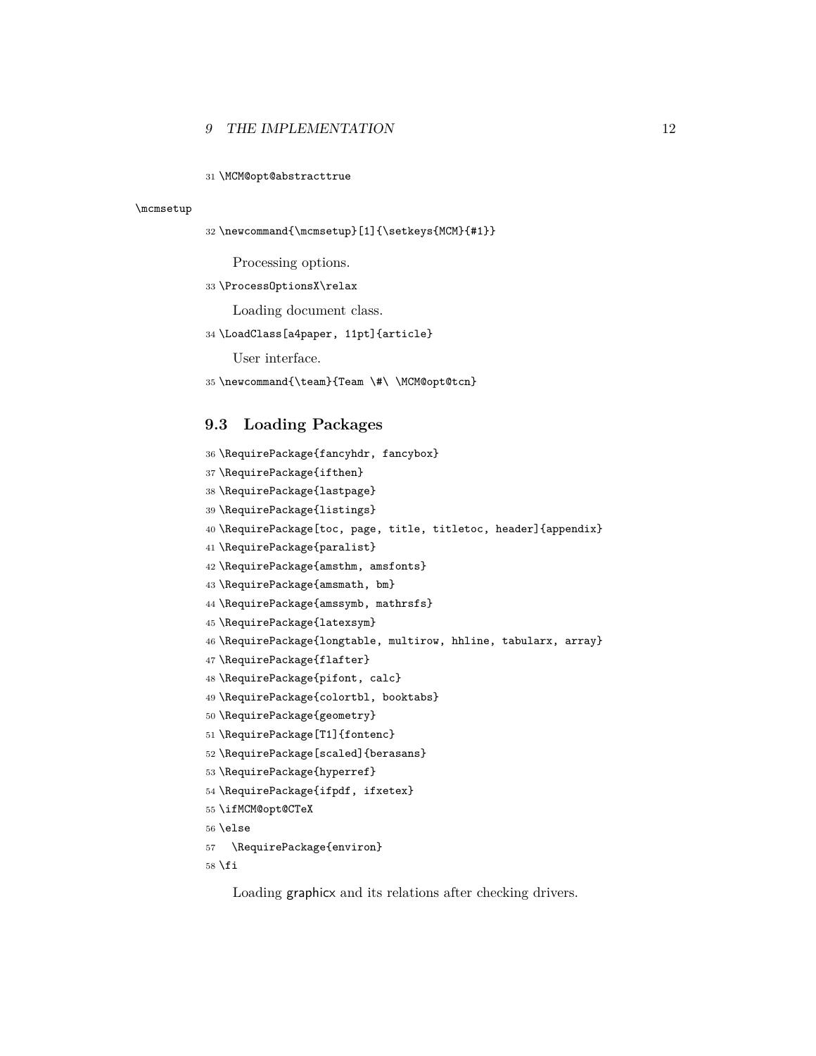```
31 \MCM@opt@abstracttrue
```

\mcmsetup

```
32 \newcommand{\mcmsetup}[1]{\setkeys{MCM}{#1}}
```

Processing options.

```
33 \ProcessOptionsX\relax
```

Loading document class.

```
34 \LoadClass[a4paper, 11pt]{article}
```

User interface.

```
35 \newcommand{\team}{Team \#\ \MCM@opt@tcn}
```

## 9.3 Loading Packages

```
36 \RequirePackage{fancyhdr, fancybox}
37 \RequirePackage{ifthen}
38 \RequirePackage{lastpage}
39 \RequirePackage{listings}
40 \RequirePackage[toc, page, title, titletoc, header]{appendix}
41 \RequirePackage{paralist}
42 \RequirePackage{amsthm, amsfonts}
43 \RequirePackage{amsmath, bm}
44 \RequirePackage{amssymb, mathrsfs}
45 \RequirePackage{latexsym}
46 \RequirePackage{longtable, multirow, hhline, tabularx, array}
47 \RequirePackage{flafter}
48 \RequirePackage{pifont, calc}
49 \RequirePackage{colortbl, booktabs}
50 \RequirePackage{geometry}
51 \RequirePackage[T1]{fontenc}
52 \RequirePackage[scaled]{berasans}
53 \RequirePackage{hyperref}
54 \RequirePackage{ifpdf, ifxetex}
55 \ifMCM@opt@CTeX
56 \else
57   \RequirePackage{environ}
58 \fi
```

Loading graphicx and its relations after checking drivers.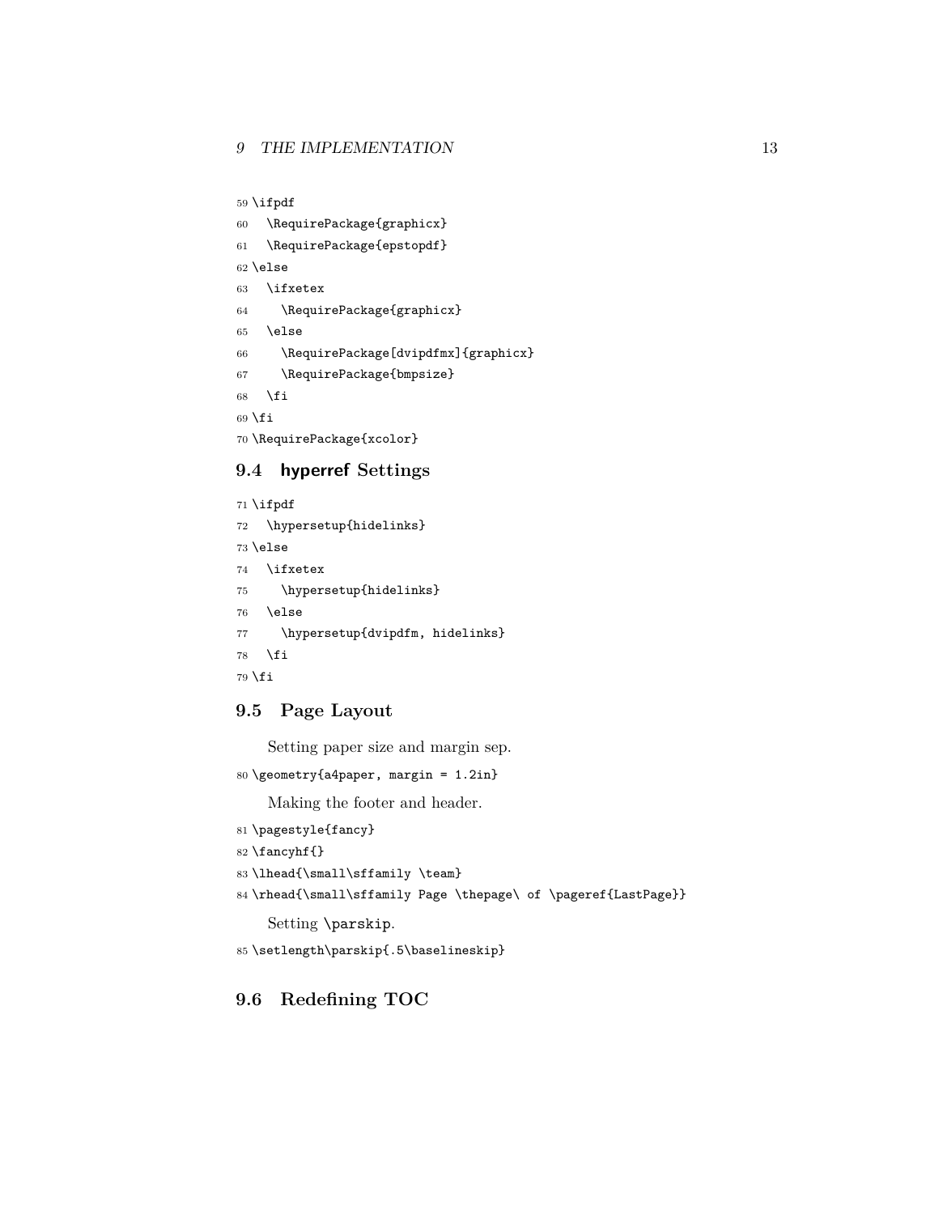```
59 \ifpdf
60   \RequirePackage{graphicx}
61   \RequirePackage{epstopdf}
62 \else
63   \ifxetex
64     \RequirePackage{graphicx}
65   \else
66     \RequirePackage[dvipdfmx]{graphicx}
67     \RequirePackage{bmpsize}
68   \fi
69 \fi
70 \RequirePackage{xcolor}
```

## 9.4 **hyperref** Settings

```
71 \ifpdf
72   \hypersetup{hidelinks}
73 \else
74   \ifxetex
75     \hypersetup{hidelinks}
76   \else
77     \hypersetup{dvipdfm, hidelinks}
78   \fi
79 \fi
```

## 9.5 Page Layout

Setting paper size and margin sep.

```
80 \geometry{a4paper, margin = 1.2in}
```

Making the footer and header.

```
81 \pagestyle{fancy}
82 \fancyhf{}
83 \lhead{\small\sffamily \team}
84 \rhead{\small\sffamily Page \thepage\ of \pageref{LastPage}}
```

Setting `\parskip`.

```
85 \setlength\parskip{.5\baselineskip}
```

## 9.6 Redefining TOC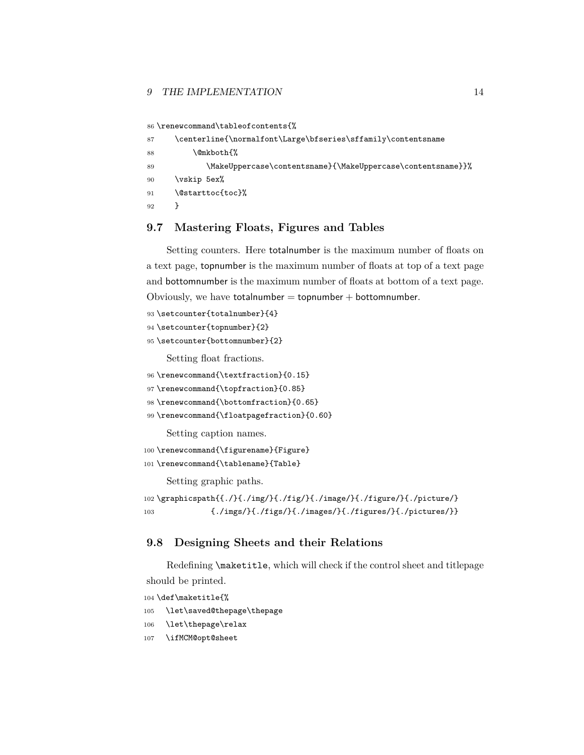```
86 \renewcommand\tableofcontents{%
87     \centerline{\normalfont\Large\bfseries\sffamily\contentsname
88         \@mkboth{%
89             \MakeUppercase\contentsname}{\MakeUppercase\contentsname}}%
90     \vskip 5ex%
91     \@starttoc{toc}%
92     }
```

### 9.7 Mastering Floats, Figures and Tables

Setting counters. Here totalnumber is the maximum number of floats on a text page, topnumber is the maximum number of floats at top of a text page and bottomnumber is the maximum number of floats at bottom of a text page. Obviously, we have totalnumber = topnumber + bottomnumber.

```
93 \setcounter{totalnumber}{4}
94 \setcounter{topnumber}{2}
95 \setcounter{bottomnumber}{2}
```

Setting float fractions.

```
96 \renewcommand{\textfraction}{0.15}
97 \renewcommand{\topfraction}{0.85}
98 \renewcommand{\bottomfraction}{0.65}
99 \renewcommand{\floatpagefraction}{0.60}
```

Setting caption names.

```
100 \renewcommand{\figurename}{Figure}
101 \renewcommand{\tablename}{Table}
```

Setting graphic paths.

```
102 \graphicspath{{./}{./img/}{./fig/}{./image/}{./figure/}{./picture/}
103             {./imgs/}{./figs/}{./images/}{./figures/}{./pictures/}}
```

### 9.8 Designing Sheets and their Relations

Redefining `\maketitle`, which will check if the control sheet and titlepage should be printed.

```
104 \def\maketitle{%
105   \let\saved@thepage\thepage
106   \let\thepage\relax
107   \ifMCM@opt@sheet
```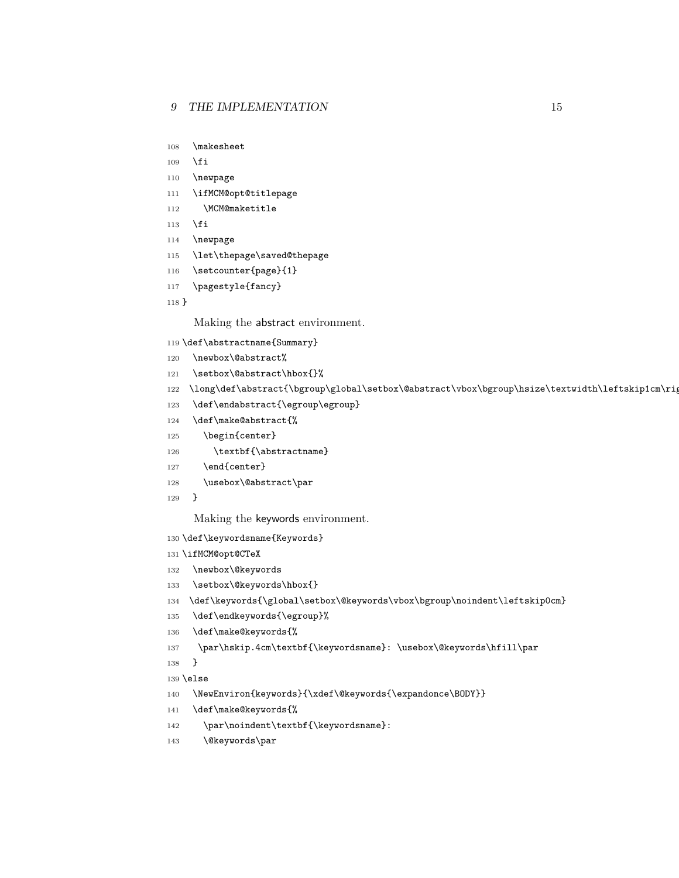```
108   \makesheet
109   \fi
110   \newpage
111   \ifMCM@opt@titlepage
112     \MCM@maketitle
113   \fi
114   \newpage
115   \let\thepage\saved@thepage
116   \setcounter{page}{1}
117   \pagestyle{fancy}
118 }
```

Making the abstract environment.

```
119 \def\abstractname{Summary}
120   \newbox\@abstract%
121   \setbox\@abstract\hbox{}%
122   \long\def\abstract{\bgroup\global\setbox\@abstract\vbox\bgroup\hsize\textwidth\leftskip1cm\rig
123   \def\endabstract{\egroup\egroup}
124   \def\make@abstract{%
125     \begin{center}
126       \textbf{\abstractname}
127     \end{center}
128     \usebox\@abstract\par
129   }
```

Making the keywords environment.

```
130 \def\keywordsname{Keywords}
131 \ifMCM@opt@CTeX
132   \newbox\@keywords
133   \setbox\@keywords\hbox{}
134   \def\keywords{\global\setbox\@keywords\vbox\bgroup\noindent\leftskip0cm}
135   \def\endkeywords{\egroup}%
136   \def\make@keywords{%
137    \par\hskip.4cm\textbf{\keywordsname}: \usebox\@keywords\hfill\par
138   }
139 \else
140   \NewEnviron{keywords}{\xdef\@keywords{\expandonce\BODY}}
141   \def\make@keywords{%
142     \par\noindent\textbf{\keywordsname}:
143     \@keywords\par
```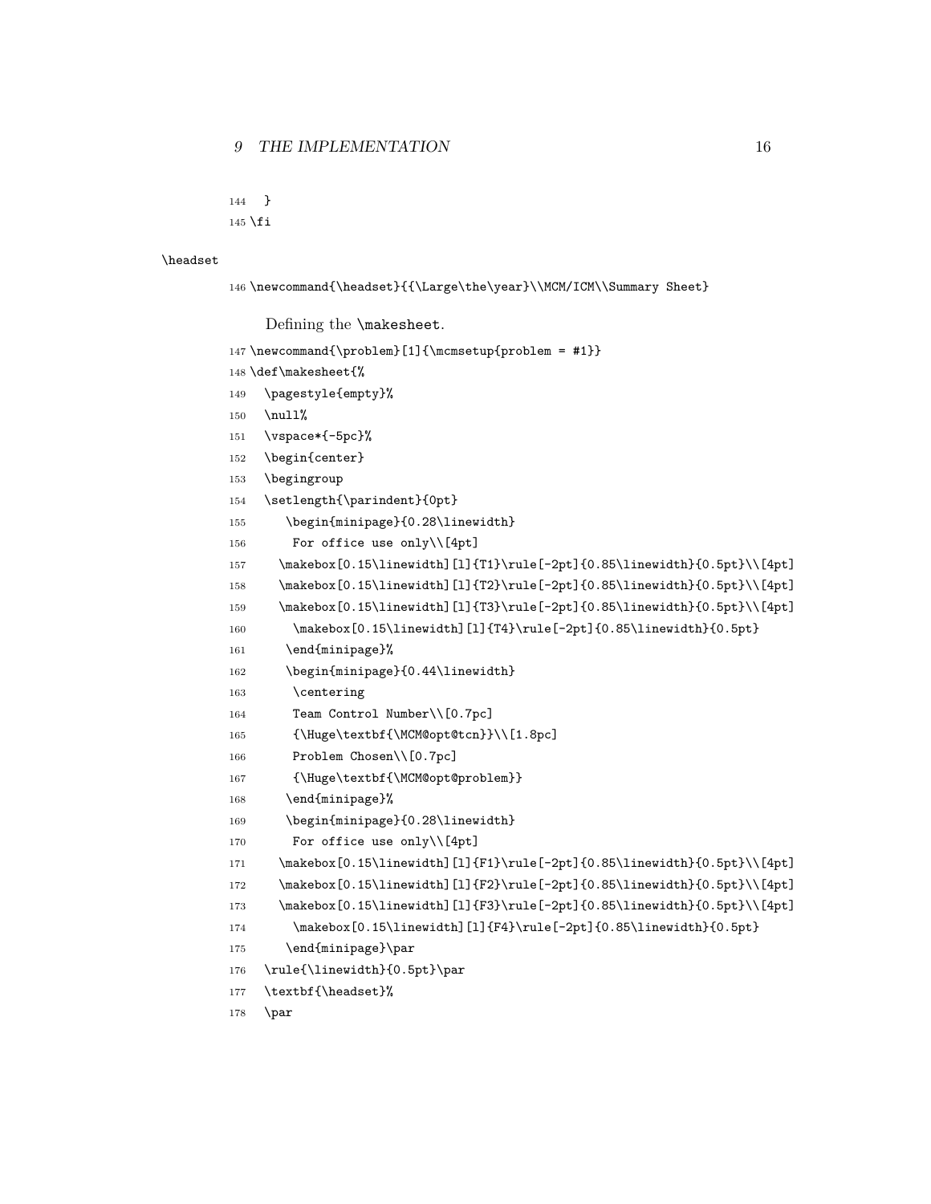```
144   }
145 \fi
```

\headset

```
146 \newcommand{\headset}{{\Large\the\year}\\MCM/ICM\\Summary Sheet}
```

Defining the \makesheet.

```
147 \newcommand{\problem}[1]{\mcmsetup{problem = #1}}
148 \def\makesheet{%
149   \pagestyle{empty}%
150   \null%
151   \vspace*{-5pc}%
152   \begin{center}
153   \begingroup
154   \setlength{\parindent}{0pt}
155     \begin{minipage}{0.28\linewidth}
156       For office use only\\[4pt]
157     \makebox[0.15\linewidth][l]{T1}\rule[-2pt]{0.85\linewidth}{0.5pt}\\[4pt]
158     \makebox[0.15\linewidth][l]{T2}\rule[-2pt]{0.85\linewidth}{0.5pt}\\[4pt]
159     \makebox[0.15\linewidth][l]{T3}\rule[-2pt]{0.85\linewidth}{0.5pt}\\[4pt]
160       \makebox[0.15\linewidth][l]{T4}\rule[-2pt]{0.85\linewidth}{0.5pt}
161     \end{minipage}%
162     \begin{minipage}{0.44\linewidth}
163       \centering
164       Team Control Number\\[0.7pc]
165       {\Huge\textbf{\MCM@opt@tcn}}\\[1.8pc]
166       Problem Chosen\\[0.7pc]
167       {\Huge\textbf{\MCM@opt@problem}}
168     \end{minipage}%
169     \begin{minipage}{0.28\linewidth}
170       For office use only\\[4pt]
171     \makebox[0.15\linewidth][l]{F1}\rule[-2pt]{0.85\linewidth}{0.5pt}\\[4pt]
172     \makebox[0.15\linewidth][l]{F2}\rule[-2pt]{0.85\linewidth}{0.5pt}\\[4pt]
173     \makebox[0.15\linewidth][l]{F3}\rule[-2pt]{0.85\linewidth}{0.5pt}\\[4pt]
174       \makebox[0.15\linewidth][l]{F4}\rule[-2pt]{0.85\linewidth}{0.5pt}
175     \end{minipage}\par
176   \rule{\linewidth}{0.5pt}\par
177   \textbf{\headset}%
178   \par
```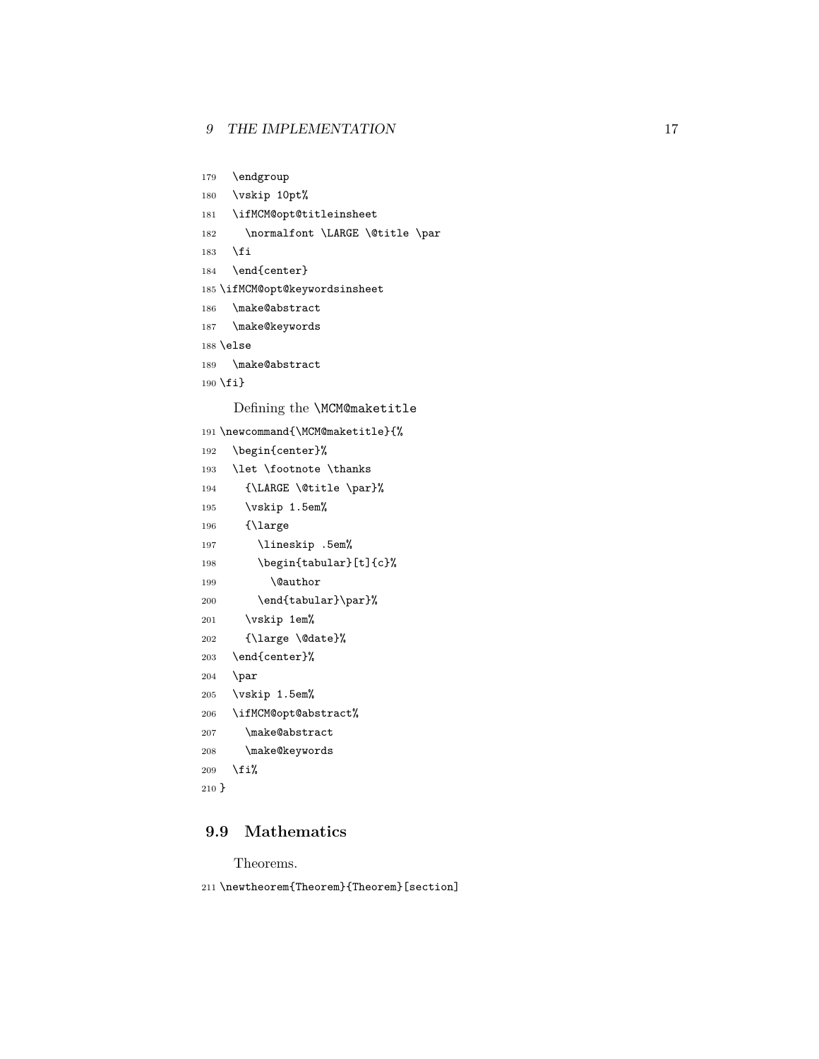```
179   \endgroup
180   \vskip 10pt%
181   \ifMCM@opt@titleinsheet
182     \normalfont \LARGE \@title \par
183   \fi
184   \end{center}
185 \ifMCM@opt@keywordsinsheet
186   \make@abstract
187   \make@keywords
188 \else
189   \make@abstract
190 \fi}
```

Defining the `\MCM@maketitle`

```
191 \newcommand{\MCM@maketitle}{%
192   \begin{center}%
193   \let \footnote \thanks
194     {\LARGE \@title \par}%
195     \vskip 1.5em%
196     {\large
197       \lineskip .5em%
198       \begin{tabular}[t]{c}%
199         \@author
200       \end{tabular}\par}%
201     \vskip 1em%
202     {\large \@date}%
203   \end{center}%
204   \par
205   \vskip 1.5em%
206   \ifMCM@opt@abstract%
207     \make@abstract
208     \make@keywords
209   \fi%
210 }
```

## 9.9 Mathematics

Theorems.

```
211 \newtheorem{Theorem}{Theorem}[section]
```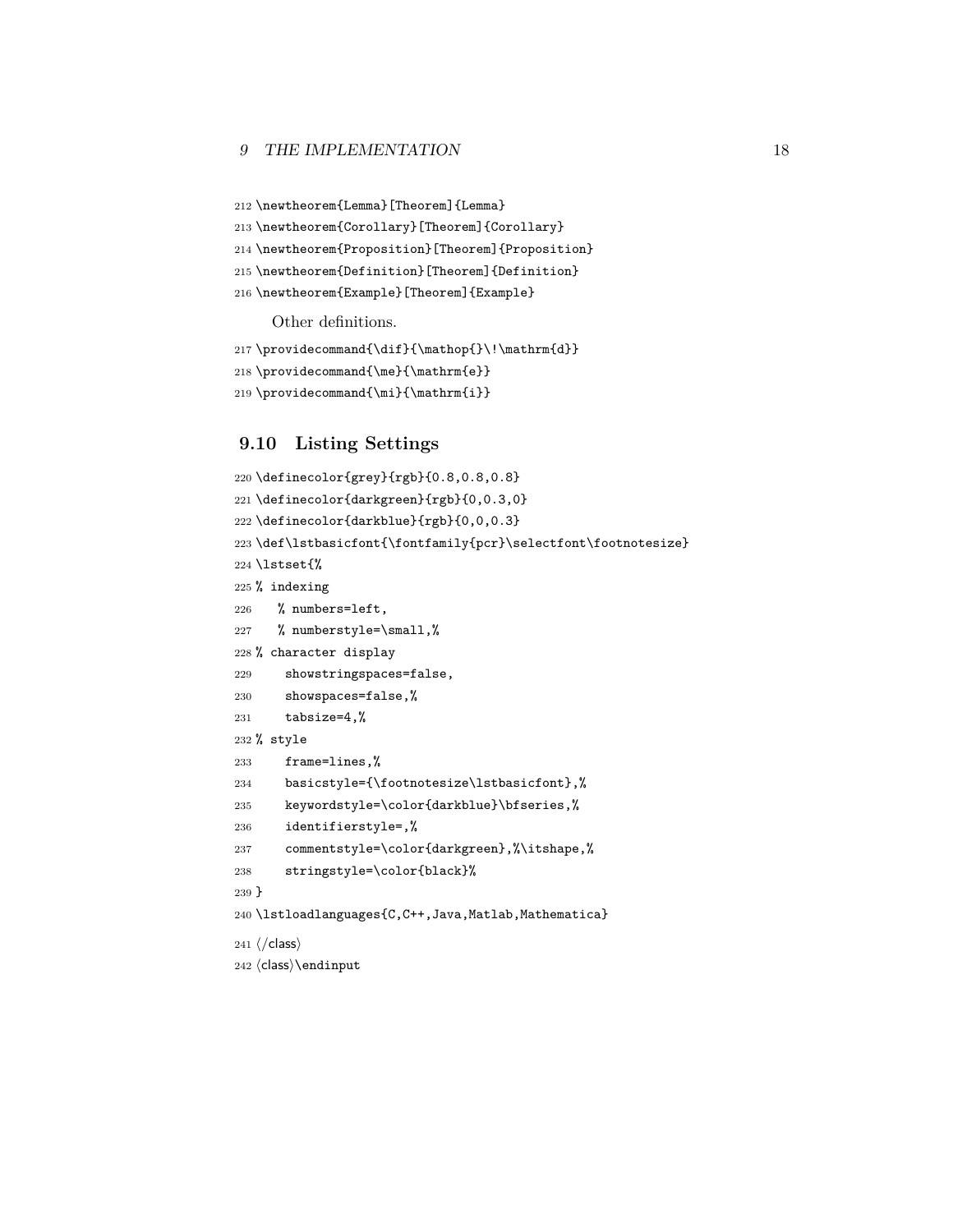```
212 \newtheorem{Lemma}[Theorem]{Lemma}
213 \newtheorem{Corollary}[Theorem]{Corollary}
214 \newtheorem{Proposition}[Theorem]{Proposition}
215 \newtheorem{Definition}[Theorem]{Definition}
216 \newtheorem{Example}[Theorem]{Example}
```

Other definitions.

```
217 \providecommand{\dif}{\mathop{}\!\mathrm{d}}
218 \providecommand{\me}{\mathrm{e}}
219 \providecommand{\mi}{\mathrm{i}}
```

## 9.10 Listing Settings

```
220 \definecolor{grey}{rgb}{0.8,0.8,0.8}
221 \definecolor{darkgreen}{rgb}{0,0.3,0}
222 \definecolor{darkblue}{rgb}{0,0,0.3}
223 \def\lstbasicfont{\fontfamily{pcr}\selectfont\footnotesize}
224 \lstset{%
225 % indexing
226    % numbers=left,
227    % numberstyle=\small,%
228 % character display
229     showstringspaces=false,
230     showspaces=false,%
231     tabsize=4,%
232 % style
233     frame=lines,%
234     basicstyle={\footnotesize\lstbasicfont},%
235     keywordstyle=\color{darkblue}\bfseries,%
236     identifierstyle=,%
237     commentstyle=\color{darkgreen},%\itshape,%
238     stringstyle=\color{black}%
239 }
240 \lstloadlanguages{C,C++,Java,Matlab,Mathematica}
241 ⟨/class⟩
242 ⟨class⟩\endinput
```